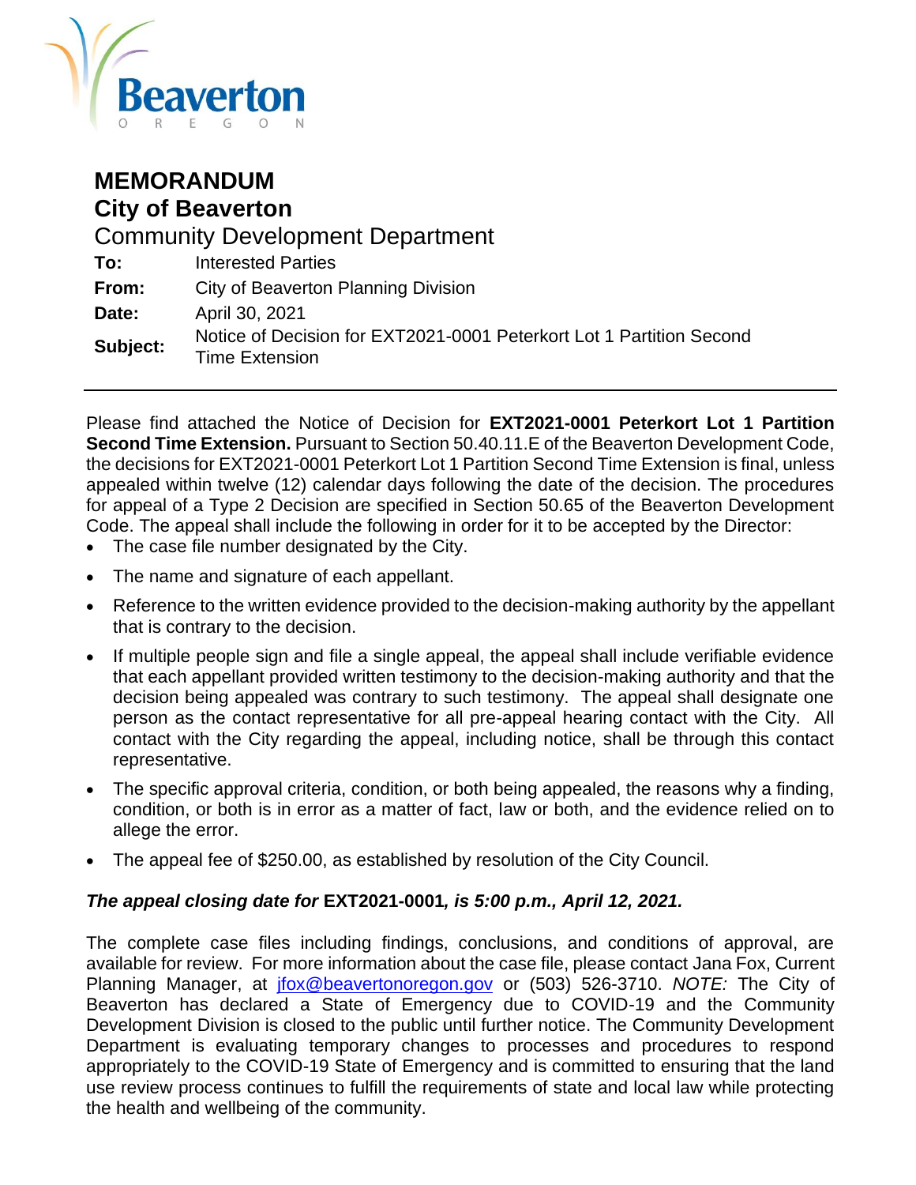Beaverton
OREGON

# MEMORANDUM
## City of Beaverton
### Community Development Department

**To:** Interested Parties

**From:** City of Beaverton Planning Division

**Date:** April 30, 2021

**Subject:** Notice of Decision for EXT2021-0001 Peterkort Lot 1 Partition Second Time Extension

---

Please find attached the Notice of Decision for **EXT2021-0001 Peterkort Lot 1 Partition Second Time Extension.** Pursuant to Section 50.40.11.E of the Beaverton Development Code, the decisions for EXT2021-0001 Peterkort Lot 1 Partition Second Time Extension is final, unless appealed within twelve (12) calendar days following the date of the decision. The procedures for appeal of a Type 2 Decision are specified in Section 50.65 of the Beaverton Development Code. The appeal shall include the following in order for it to be accepted by the Director:

- The case file number designated by the City.
- The name and signature of each appellant.
- Reference to the written evidence provided to the decision-making authority by the appellant that is contrary to the decision.
- If multiple people sign and file a single appeal, the appeal shall include verifiable evidence that each appellant provided written testimony to the decision-making authority and that the decision being appealed was contrary to such testimony. The appeal shall designate one person as the contact representative for all pre-appeal hearing contact with the City. All contact with the City regarding the appeal, including notice, shall be through this contact representative.
- The specific approval criteria, condition, or both being appealed, the reasons why a finding, condition, or both is in error as a matter of fact, law or both, and the evidence relied on to allege the error.
- The appeal fee of $250.00, as established by resolution of the City Council.

***The appeal closing date for* EXT2021-0001*, is 5:00 p.m., April 12, 2021.***

The complete case files including findings, conclusions, and conditions of approval, are available for review. For more information about the case file, please contact Jana Fox, Current Planning Manager, at jfox@beavertonoregon.gov or (503) 526-3710. *NOTE:* The City of Beaverton has declared a State of Emergency due to COVID-19 and the Community Development Division is closed to the public until further notice. The Community Development Department is evaluating temporary changes to processes and procedures to respond appropriately to the COVID-19 State of Emergency and is committed to ensuring that the land use review process continues to fulfill the requirements of state and local law while protecting the health and wellbeing of the community.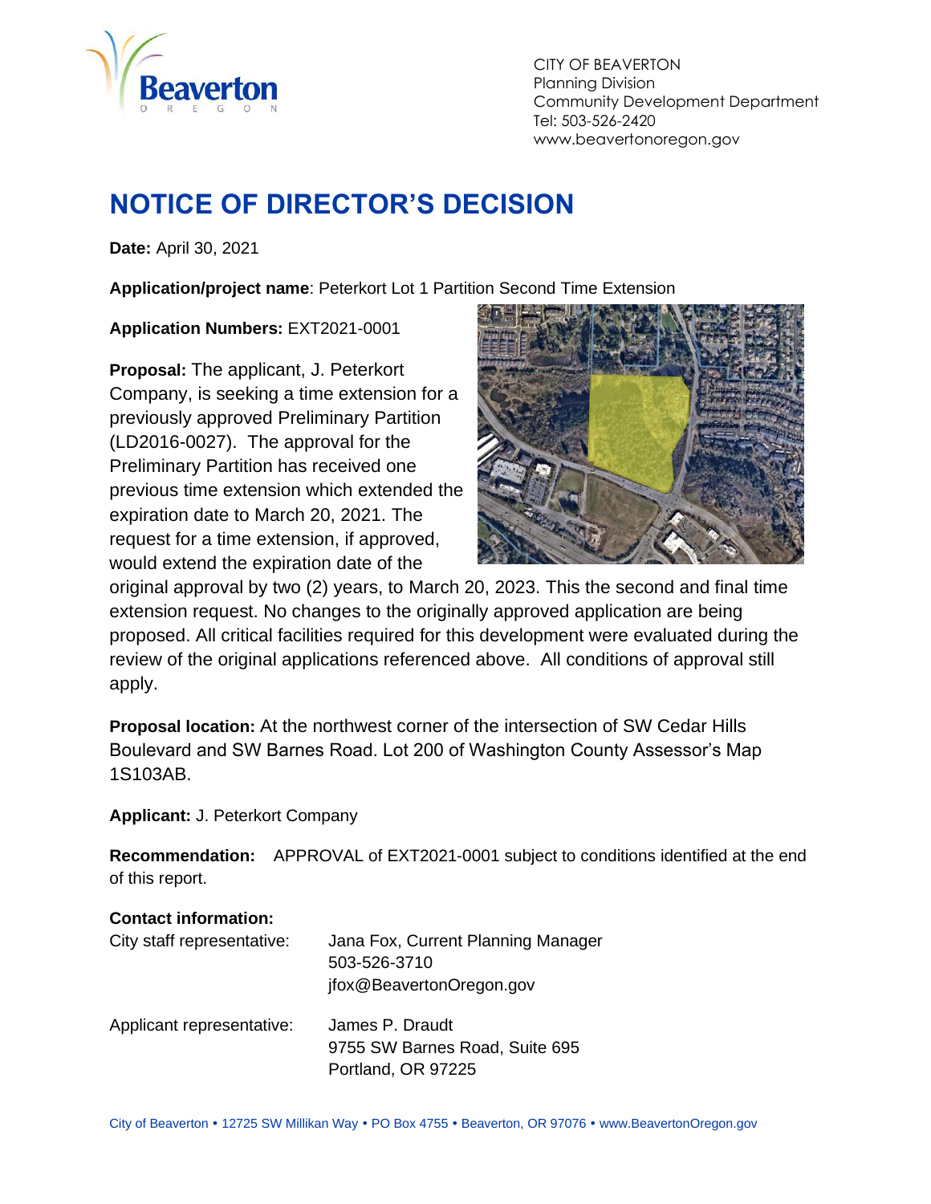CITY OF BEAVERTON
Planning Division
Community Development Department
Tel: 503-526-2420
www.beavertonoregon.gov

# NOTICE OF DIRECTOR'S DECISION

**Date:** April 30, 2021

**Application/project name**: Peterkort Lot 1 Partition Second Time Extension

**Application Numbers:** EXT2021-0001

**Proposal:** The applicant, J. Peterkort Company, is seeking a time extension for a previously approved Preliminary Partition (LD2016-0027). The approval for the Preliminary Partition has received one previous time extension which extended the expiration date to March 20, 2021. The request for a time extension, if approved, would extend the expiration date of the original approval by two (2) years, to March 20, 2023. This the second and final time extension request. No changes to the originally approved application are being proposed. All critical facilities required for this development were evaluated during the review of the original applications referenced above. All conditions of approval still apply.

**Proposal location:** At the northwest corner of the intersection of SW Cedar Hills Boulevard and SW Barnes Road. Lot 200 of Washington County Assessor's Map 1S103AB.

**Applicant:** J. Peterkort Company

**Recommendation:** APPROVAL of EXT2021-0001 subject to conditions identified at the end of this report.

**Contact information:**

City staff representative: Jana Fox, Current Planning Manager
503-526-3710
jfox@BeavertonOregon.gov

Applicant representative: James P. Draudt
9755 SW Barnes Road, Suite 695
Portland, OR 97225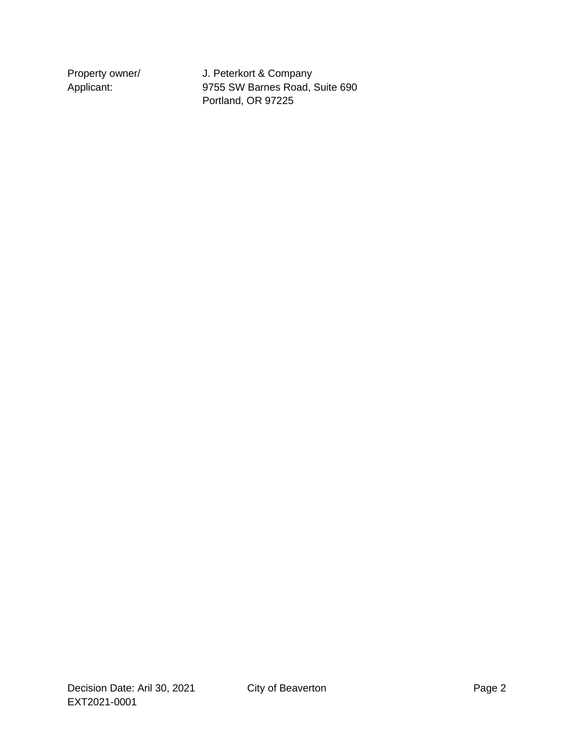| | |
|---|---|
| Property owner/ Applicant: | J. Peterkort & Company 9755 SW Barnes Road, Suite 690 Portland, OR 97225 |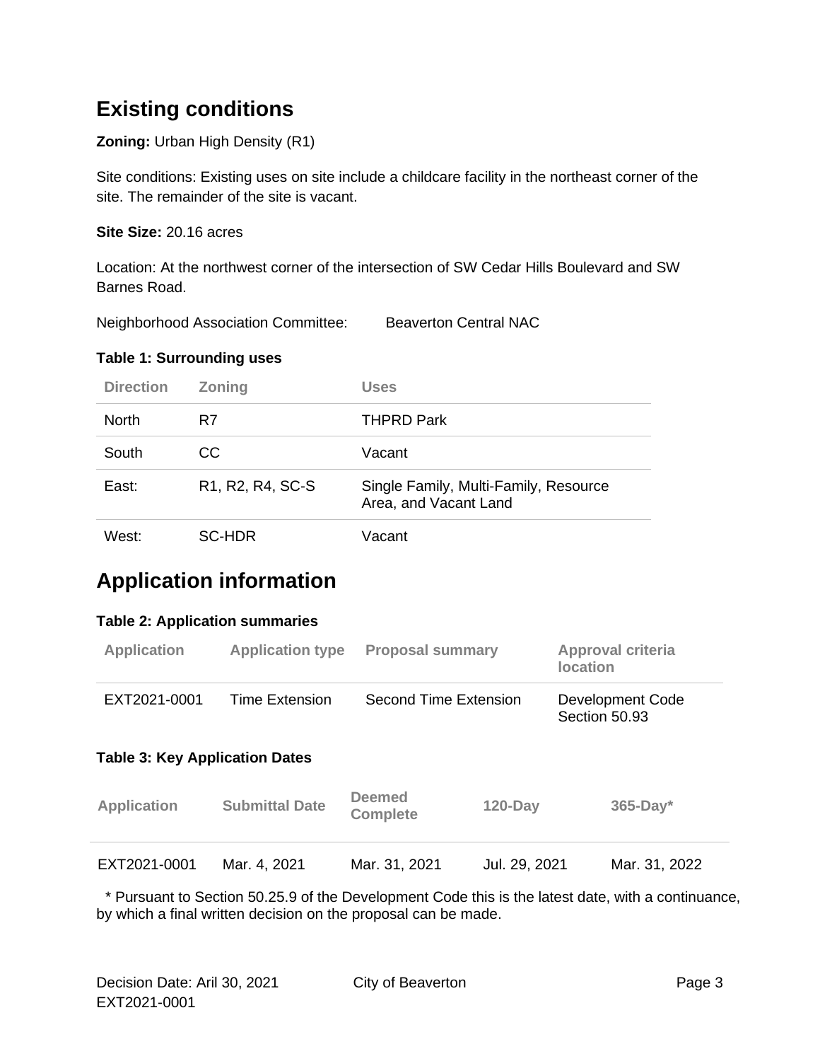## Existing conditions

**Zoning:** Urban High Density (R1)

Site conditions: Existing uses on site include a childcare facility in the northeast corner of the site. The remainder of the site is vacant.

**Site Size:** 20.16 acres

Location: At the northwest corner of the intersection of SW Cedar Hills Boulevard and SW Barnes Road.

Neighborhood Association Committee: Beaverton Central NAC

**Table 1: Surrounding uses**

| Direction | Zoning | Uses |
|---|---|---|
| North | R7 | THPRD Park |
| South | CC | Vacant |
| East: | R1, R2, R4, SC-S | Single Family, Multi-Family, Resource Area, and Vacant Land |
| West: | SC-HDR | Vacant |

## Application information

**Table 2: Application summaries**

| Application | Application type | Proposal summary | Approval criteria location |
|---|---|---|---|
| EXT2021-0001 | Time Extension | Second Time Extension | Development Code Section 50.93 |

**Table 3: Key Application Dates**

| Application | Submittal Date | Deemed Complete | 120-Day | 365-Day* |
|---|---|---|---|---|
| EXT2021-0001 | Mar. 4, 2021 | Mar. 31, 2021 | Jul. 29, 2021 | Mar. 31, 2022 |

* Pursuant to Section 50.25.9 of the Development Code this is the latest date, with a continuance, by which a final written decision on the proposal can be made.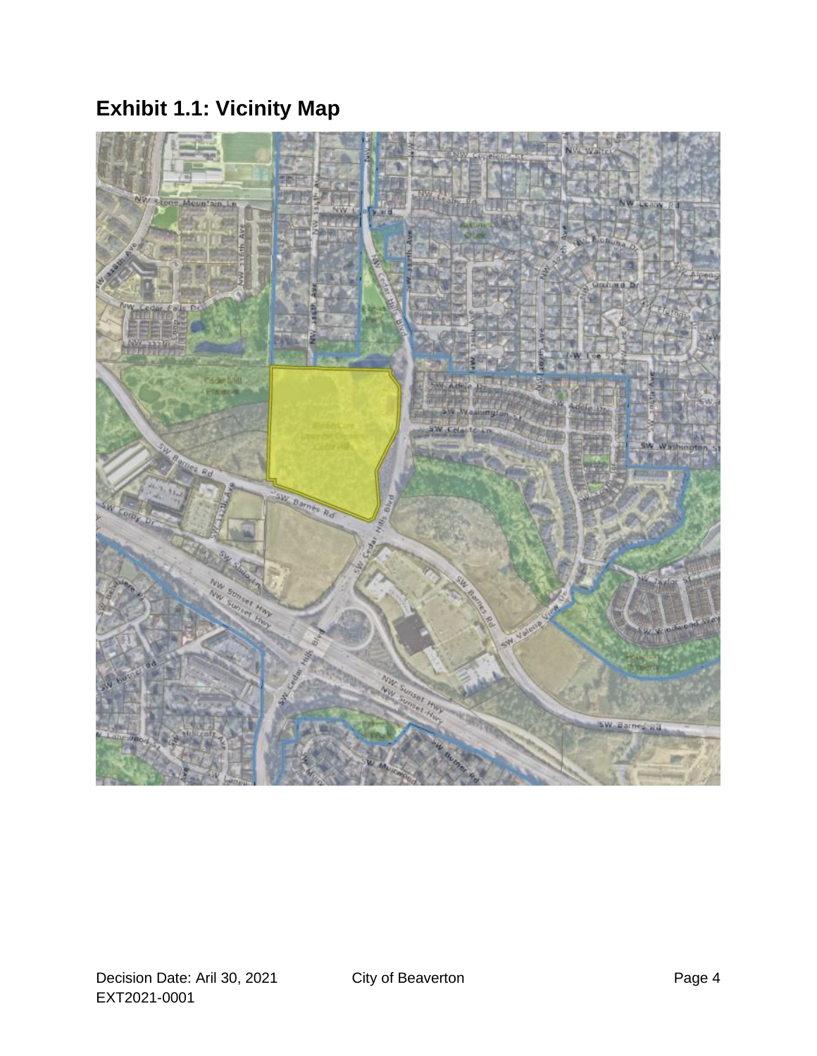## Exhibit 1.1: Vicinity Map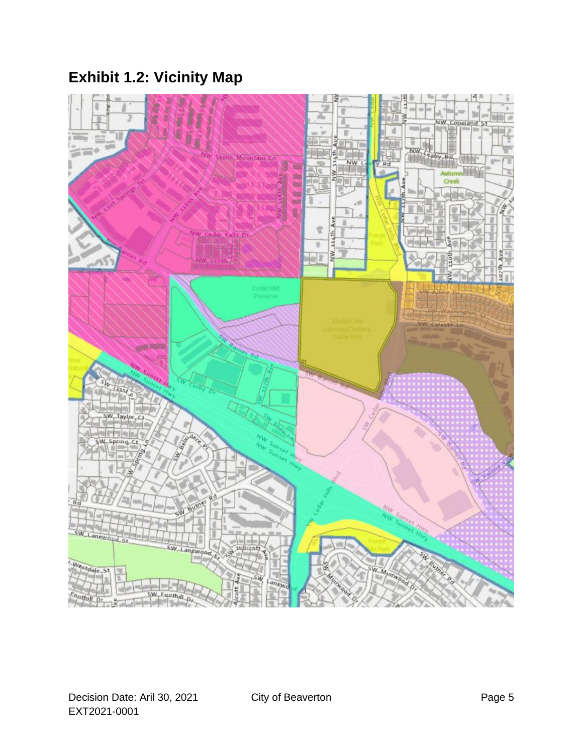## Exhibit 1.2: Vicinity Map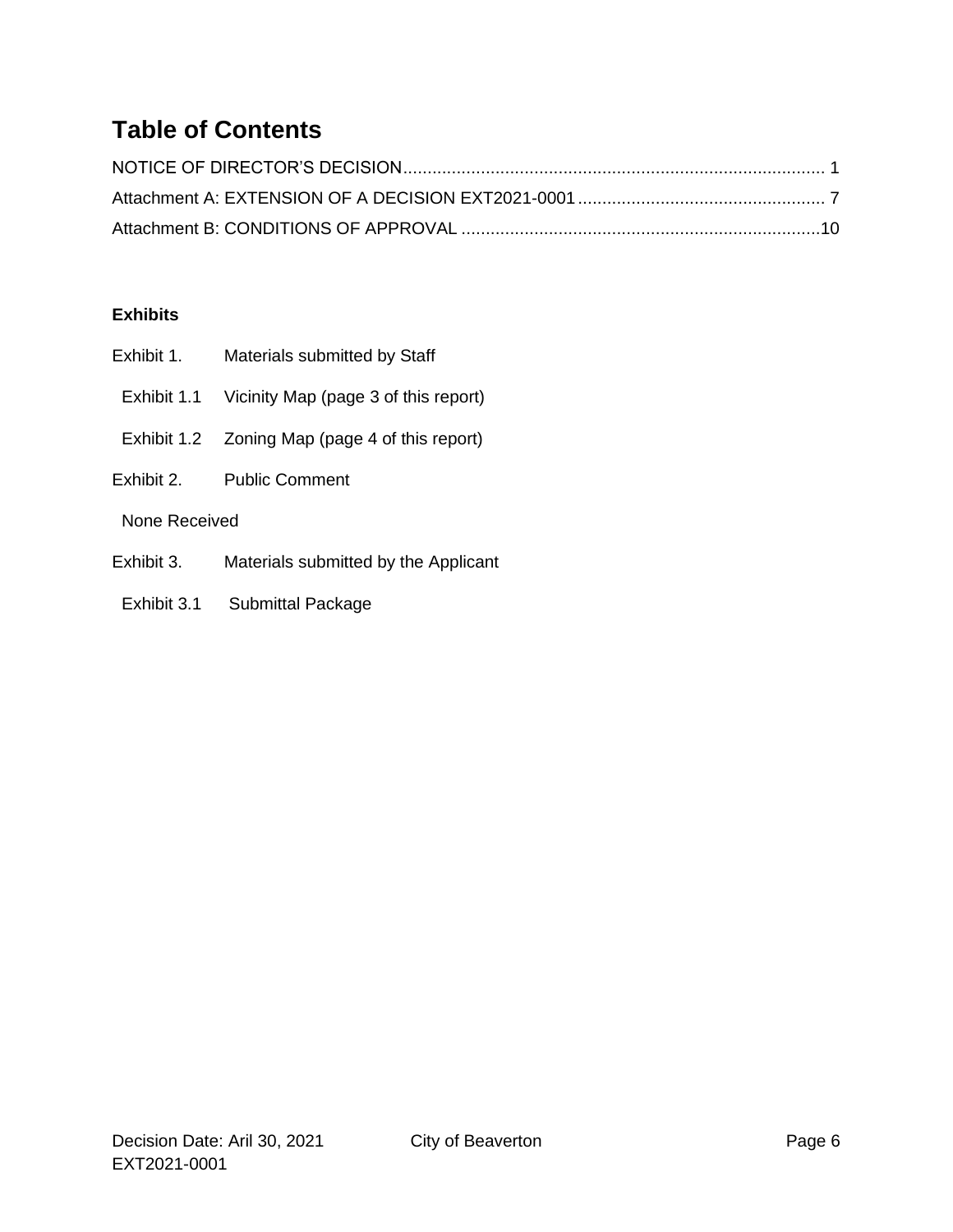# Table of Contents

NOTICE OF DIRECTOR'S DECISION....................................................................................... 1

Attachment A: EXTENSION OF A DECISION EXT2021-0001.................................................... 7

Attachment B: CONDITIONS OF APPROVAL ..........................................................................10

**Exhibits**

Exhibit 1. Materials submitted by Staff

- Exhibit 1.1 Vicinity Map (page 3 of this report)
- Exhibit 1.2 Zoning Map (page 4 of this report)

Exhibit 2. Public Comment

- None Received

Exhibit 3. Materials submitted by the Applicant

- Exhibit 3.1 Submittal Package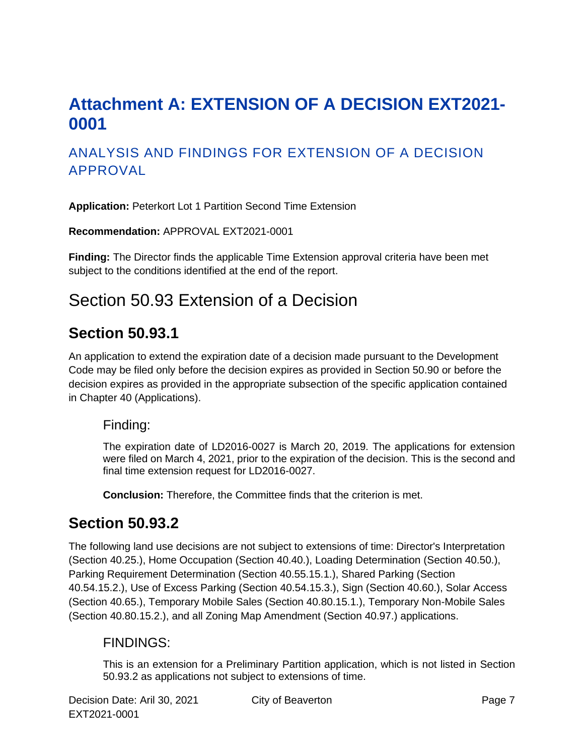# Attachment A: EXTENSION OF A DECISION EXT2021-0001

## ANALYSIS AND FINDINGS FOR EXTENSION OF A DECISION APPROVAL

**Application:** Peterkort Lot 1 Partition Second Time Extension

**Recommendation:** APPROVAL EXT2021-0001

**Finding:** The Director finds the applicable Time Extension approval criteria have been met subject to the conditions identified at the end of the report.

# Section 50.93 Extension of a Decision

## Section 50.93.1

An application to extend the expiration date of a decision made pursuant to the Development Code may be filed only before the decision expires as provided in Section 50.90 or before the decision expires as provided in the appropriate subsection of the specific application contained in Chapter 40 (Applications).

### Finding:

The expiration date of LD2016-0027 is March 20, 2019. The applications for extension were filed on March 4, 2021, prior to the expiration of the decision. This is the second and final time extension request for LD2016-0027.

**Conclusion:** Therefore, the Committee finds that the criterion is met.

## Section 50.93.2

The following land use decisions are not subject to extensions of time: Director's Interpretation (Section 40.25.), Home Occupation (Section 40.40.), Loading Determination (Section 40.50.), Parking Requirement Determination (Section 40.55.15.1.), Shared Parking (Section 40.54.15.2.), Use of Excess Parking (Section 40.54.15.3.), Sign (Section 40.60.), Solar Access (Section 40.65.), Temporary Mobile Sales (Section 40.80.15.1.), Temporary Non-Mobile Sales (Section 40.80.15.2.), and all Zoning Map Amendment (Section 40.97.) applications.

### FINDINGS:

This is an extension for a Preliminary Partition application, which is not listed in Section 50.93.2 as applications not subject to extensions of time.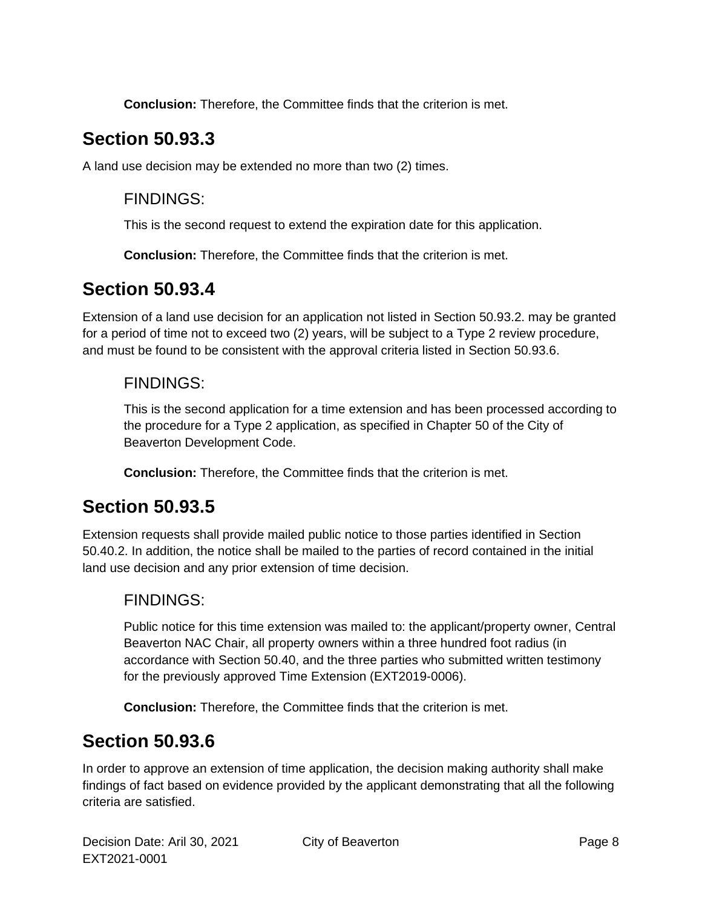**Conclusion:** Therefore, the Committee finds that the criterion is met.

## Section 50.93.3

A land use decision may be extended no more than two (2) times.

### FINDINGS:

This is the second request to extend the expiration date for this application.

**Conclusion:** Therefore, the Committee finds that the criterion is met.

## Section 50.93.4

Extension of a land use decision for an application not listed in Section 50.93.2. may be granted for a period of time not to exceed two (2) years, will be subject to a Type 2 review procedure, and must be found to be consistent with the approval criteria listed in Section 50.93.6.

### FINDINGS:

This is the second application for a time extension and has been processed according to the procedure for a Type 2 application, as specified in Chapter 50 of the City of Beaverton Development Code.

**Conclusion:** Therefore, the Committee finds that the criterion is met.

## Section 50.93.5

Extension requests shall provide mailed public notice to those parties identified in Section 50.40.2. In addition, the notice shall be mailed to the parties of record contained in the initial land use decision and any prior extension of time decision.

### FINDINGS:

Public notice for this time extension was mailed to: the applicant/property owner, Central Beaverton NAC Chair, all property owners within a three hundred foot radius (in accordance with Section 50.40, and the three parties who submitted written testimony for the previously approved Time Extension (EXT2019-0006).

**Conclusion:** Therefore, the Committee finds that the criterion is met.

## Section 50.93.6

In order to approve an extension of time application, the decision making authority shall make findings of fact based on evidence provided by the applicant demonstrating that all the following criteria are satisfied.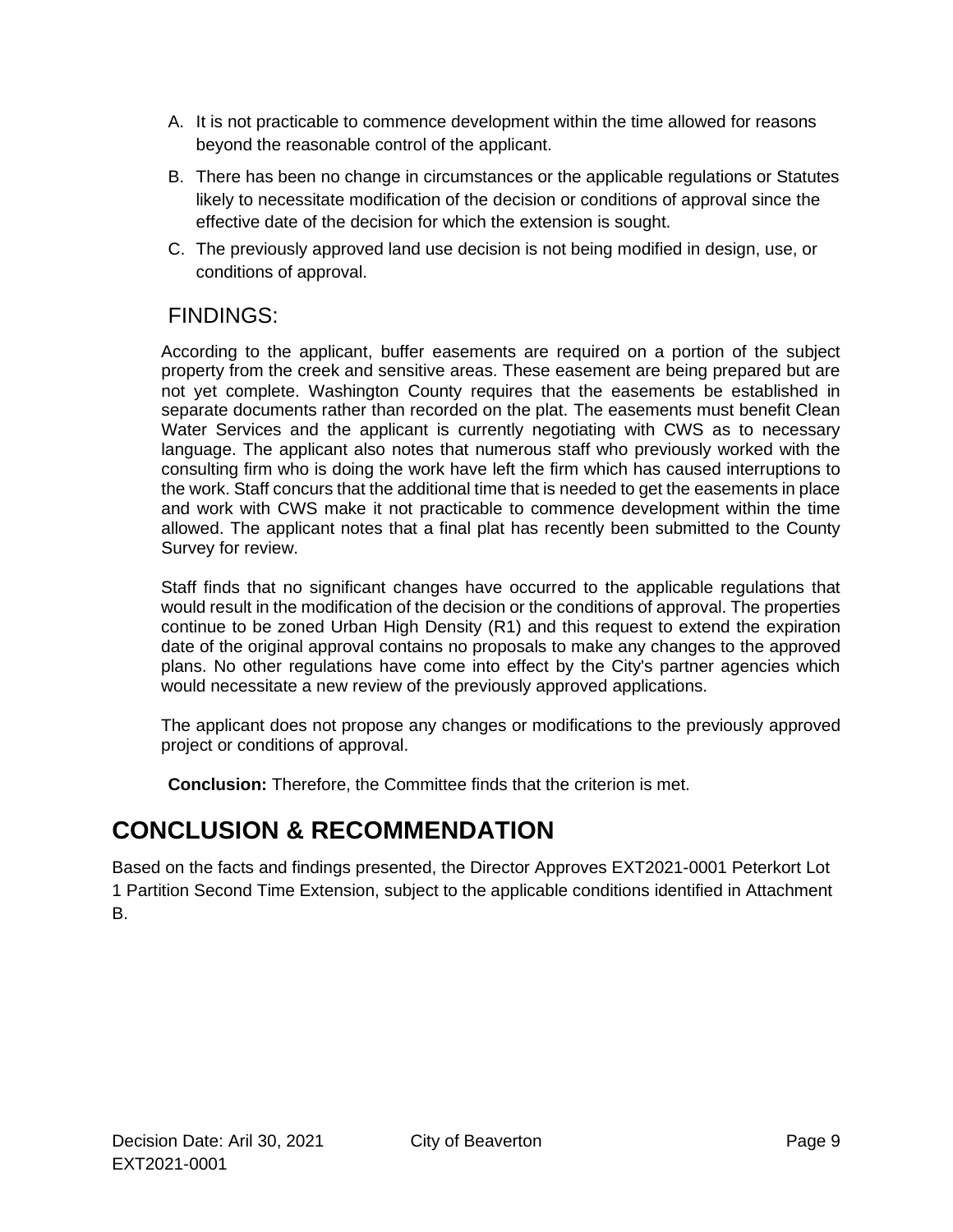A. It is not practicable to commence development within the time allowed for reasons beyond the reasonable control of the applicant.

B. There has been no change in circumstances or the applicable regulations or Statutes likely to necessitate modification of the decision or conditions of approval since the effective date of the decision for which the extension is sought.

C. The previously approved land use decision is not being modified in design, use, or conditions of approval.

### FINDINGS:

According to the applicant, buffer easements are required on a portion of the subject property from the creek and sensitive areas. These easement are being prepared but are not yet complete. Washington County requires that the easements be established in separate documents rather than recorded on the plat. The easements must benefit Clean Water Services and the applicant is currently negotiating with CWS as to necessary language. The applicant also notes that numerous staff who previously worked with the consulting firm who is doing the work have left the firm which has caused interruptions to the work. Staff concurs that the additional time that is needed to get the easements in place and work with CWS make it not practicable to commence development within the time allowed. The applicant notes that a final plat has recently been submitted to the County Survey for review.

Staff finds that no significant changes have occurred to the applicable regulations that would result in the modification of the decision or the conditions of approval. The properties continue to be zoned Urban High Density (R1) and this request to extend the expiration date of the original approval contains no proposals to make any changes to the approved plans. No other regulations have come into effect by the City's partner agencies which would necessitate a new review of the previously approved applications.

The applicant does not propose any changes or modifications to the previously approved project or conditions of approval.

**Conclusion:** Therefore, the Committee finds that the criterion is met.

## CONCLUSION & RECOMMENDATION

Based on the facts and findings presented, the Director Approves EXT2021-0001 Peterkort Lot 1 Partition Second Time Extension, subject to the applicable conditions identified in Attachment B.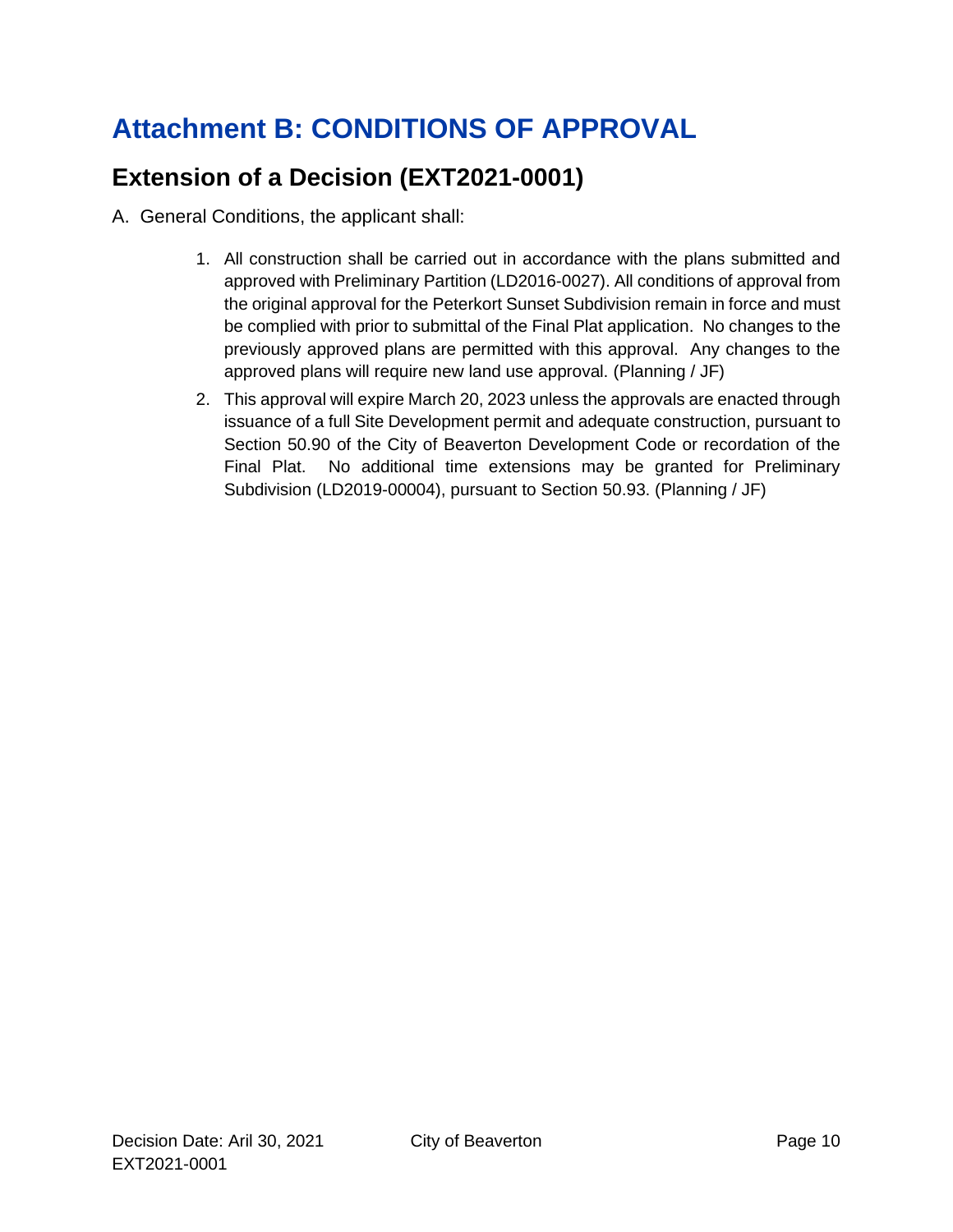# Attachment B: CONDITIONS OF APPROVAL

## Extension of a Decision (EXT2021-0001)

A. General Conditions, the applicant shall:

1. All construction shall be carried out in accordance with the plans submitted and approved with Preliminary Partition (LD2016-0027). All conditions of approval from the original approval for the Peterkort Sunset Subdivision remain in force and must be complied with prior to submittal of the Final Plat application. No changes to the previously approved plans are permitted with this approval. Any changes to the approved plans will require new land use approval. (Planning / JF)
2. This approval will expire March 20, 2023 unless the approvals are enacted through issuance of a full Site Development permit and adequate construction, pursuant to Section 50.90 of the City of Beaverton Development Code or recordation of the Final Plat. No additional time extensions may be granted for Preliminary Subdivision (LD2019-00004), pursuant to Section 50.93. (Planning / JF)